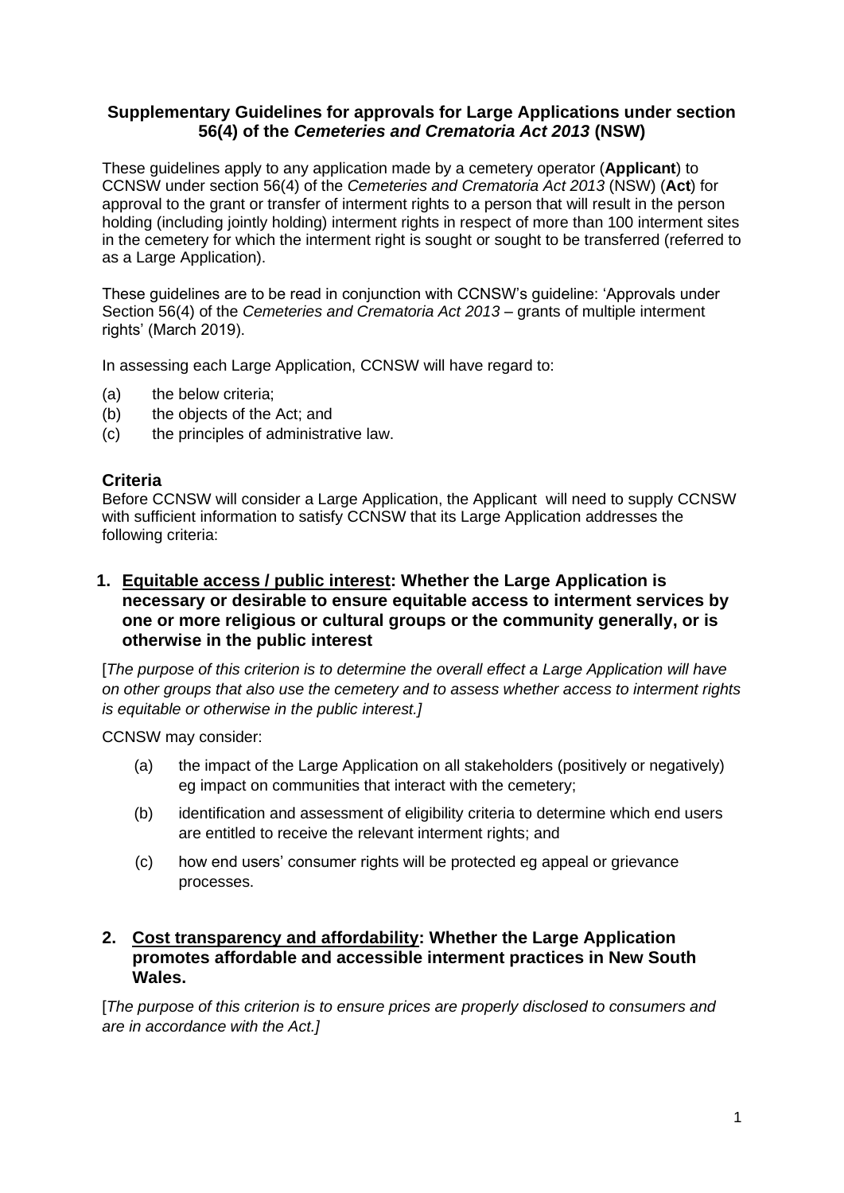# Supplementary Guidelines for approvals for Large Applications under section 56(4) of the *Cemeteries and Crematoria Act 2013* (NSW)

These guidelines apply to any application made by a cemetery operator (**Applicant**) to CCNSW under section 56(4) of the *Cemeteries and Crematoria Act 2013* (NSW) (**Act**) for approval to the grant or transfer of interment rights to a person that will result in the person holding (including jointly holding) interment rights in respect of more than 100 interment sites in the cemetery for which the interment right is sought or sought to be transferred (referred to as a Large Application).

These guidelines are to be read in conjunction with CCNSW's guideline: 'Approvals under Section 56(4) of the *Cemeteries and Crematoria Act 2013* – grants of multiple interment rights' (March 2019).

In assessing each Large Application, CCNSW will have regard to:

(a) the below criteria;
(b) the objects of the Act; and
(c) the principles of administrative law.

## Criteria

Before CCNSW will consider a Large Application, the Applicant will need to supply CCNSW with sufficient information to satisfy CCNSW that its Large Application addresses the following criteria:

### 1. <u>Equitable access / public interest</u>: Whether the Large Application is necessary or desirable to ensure equitable access to interment services by one or more religious or cultural groups or the community generally, or is otherwise in the public interest

[*The purpose of this criterion is to determine the overall effect a Large Application will have on other groups that also use the cemetery and to assess whether access to interment rights is equitable or otherwise in the public interest.]*

CCNSW may consider:

(a) the impact of the Large Application on all stakeholders (positively or negatively) eg impact on communities that interact with the cemetery;

(b) identification and assessment of eligibility criteria to determine which end users are entitled to receive the relevant interment rights; and

(c) how end users' consumer rights will be protected eg appeal or grievance processes.

### 2. <u>Cost transparency and affordability</u>: Whether the Large Application promotes affordable and accessible interment practices in New South Wales.

[*The purpose of this criterion is to ensure prices are properly disclosed to consumers and are in accordance with the Act.]*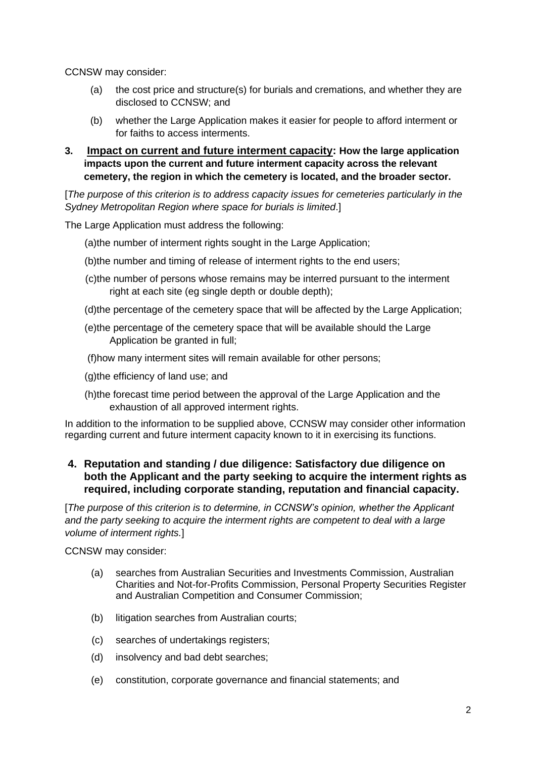CCNSW may consider:

(a) the cost price and structure(s) for burials and cremations, and whether they are disclosed to CCNSW; and

(b) whether the Large Application makes it easier for people to afford interment or for faiths to access interments.

**3. Impact on current and future interment capacity: How the large application impacts upon the current and future interment capacity across the relevant cemetery, the region in which the cemetery is located, and the broader sector.**

[*The purpose of this criterion is to address capacity issues for cemeteries particularly in the Sydney Metropolitan Region where space for burials is limited*.]

The Large Application must address the following:

(a) the number of interment rights sought in the Large Application;

(b) the number and timing of release of interment rights to the end users;

(c) the number of persons whose remains may be interred pursuant to the interment right at each site (eg single depth or double depth);

(d) the percentage of the cemetery space that will be affected by the Large Application;

(e) the percentage of the cemetery space that will be available should the Large Application be granted in full;

(f) how many interment sites will remain available for other persons;

(g) the efficiency of land use; and

(h) the forecast time period between the approval of the Large Application and the exhaustion of all approved interment rights.

In addition to the information to be supplied above, CCNSW may consider other information regarding current and future interment capacity known to it in exercising its functions.

**4. Reputation and standing / due diligence: Satisfactory due diligence on both the Applicant and the party seeking to acquire the interment rights as required, including corporate standing, reputation and financial capacity.**

[*The purpose of this criterion is to determine, in CCNSW's opinion, whether the Applicant and the party seeking to acquire the interment rights are competent to deal with a large volume of interment rights.*]

CCNSW may consider:

(a) searches from Australian Securities and Investments Commission, Australian Charities and Not-for-Profits Commission, Personal Property Securities Register and Australian Competition and Consumer Commission;

(b) litigation searches from Australian courts;

(c) searches of undertakings registers;

(d) insolvency and bad debt searches;

(e) constitution, corporate governance and financial statements; and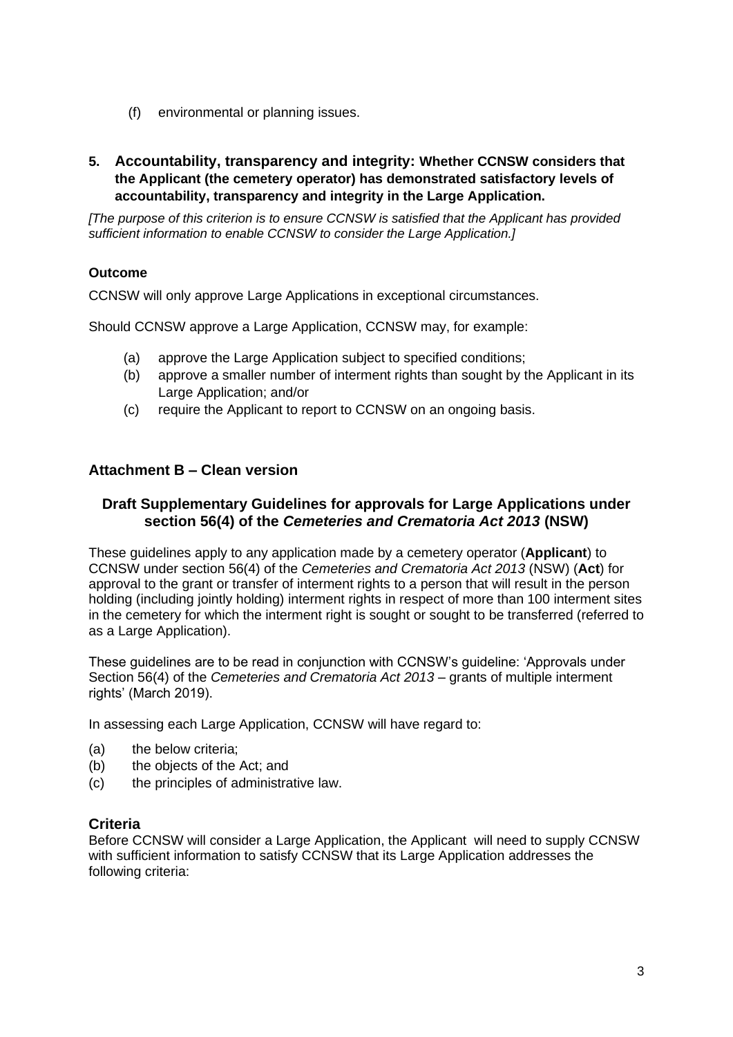(f) environmental or planning issues.

**5. Accountability, transparency and integrity: Whether CCNSW considers that the Applicant (the cemetery operator) has demonstrated satisfactory levels of accountability, transparency and integrity in the Large Application.**

*[The purpose of this criterion is to ensure CCNSW is satisfied that the Applicant has provided sufficient information to enable CCNSW to consider the Large Application.]*

**Outcome**

CCNSW will only approve Large Applications in exceptional circumstances.

Should CCNSW approve a Large Application, CCNSW may, for example:

(a) approve the Large Application subject to specified conditions;
(b) approve a smaller number of interment rights than sought by the Applicant in its Large Application; and/or
(c) require the Applicant to report to CCNSW on an ongoing basis.

## Attachment B – Clean version

### Draft Supplementary Guidelines for approvals for Large Applications under section 56(4) of the *Cemeteries and Crematoria Act 2013* (NSW)

These guidelines apply to any application made by a cemetery operator (**Applicant**) to CCNSW under section 56(4) of the *Cemeteries and Crematoria Act 2013* (NSW) (**Act**) for approval to the grant or transfer of interment rights to a person that will result in the person holding (including jointly holding) interment rights in respect of more than 100 interment sites in the cemetery for which the interment right is sought or sought to be transferred (referred to as a Large Application).

These guidelines are to be read in conjunction with CCNSW's guideline: 'Approvals under Section 56(4) of the *Cemeteries and Crematoria Act 2013* – grants of multiple interment rights' (March 2019).

In assessing each Large Application, CCNSW will have regard to:

(a) the below criteria;
(b) the objects of the Act; and
(c) the principles of administrative law.

### Criteria

Before CCNSW will consider a Large Application, the Applicant will need to supply CCNSW with sufficient information to satisfy CCNSW that its Large Application addresses the following criteria: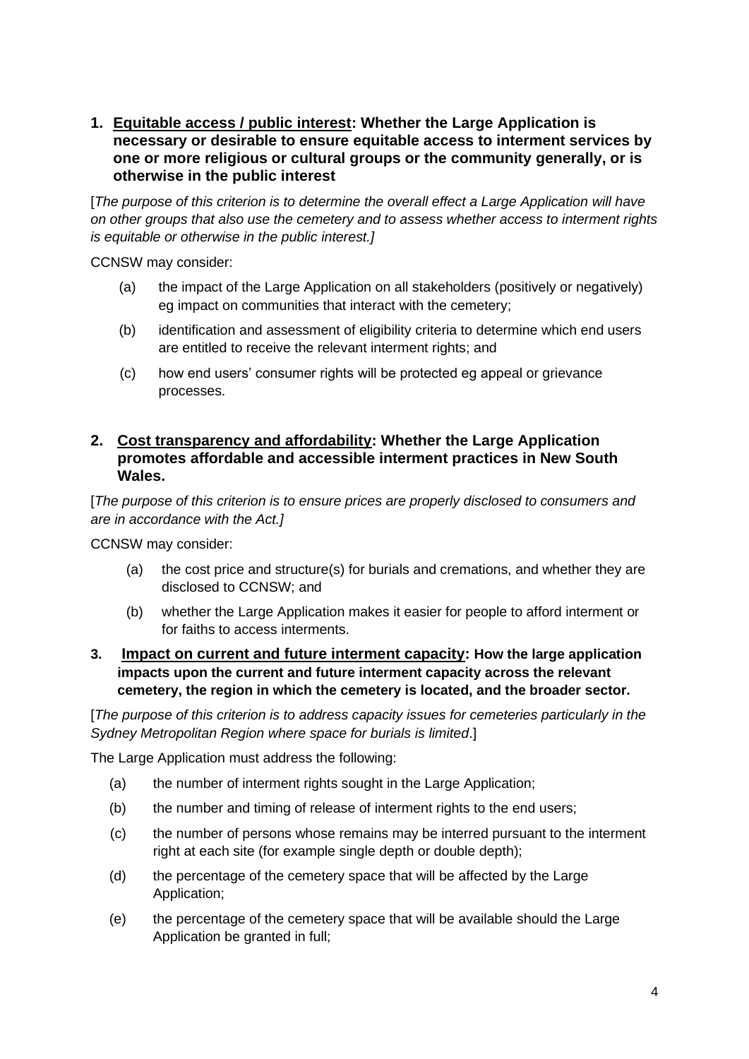1. **<u>Equitable access / public interest</u>: Whether the Large Application is necessary or desirable to ensure equitable access to interment services by one or more religious or cultural groups or the community generally, or is otherwise in the public interest**

[*The purpose of this criterion is to determine the overall effect a Large Application will have on other groups that also use the cemetery and to assess whether access to interment rights is equitable or otherwise in the public interest.]*

CCNSW may consider:

(a) the impact of the Large Application on all stakeholders (positively or negatively) eg impact on communities that interact with the cemetery;

(b) identification and assessment of eligibility criteria to determine which end users are entitled to receive the relevant interment rights; and

(c) how end users' consumer rights will be protected eg appeal or grievance processes.

2. **<u>Cost transparency and affordability</u>: Whether the Large Application promotes affordable and accessible interment practices in New South Wales.**

[*The purpose of this criterion is to ensure prices are properly disclosed to consumers and are in accordance with the Act.]*

CCNSW may consider:

(a) the cost price and structure(s) for burials and cremations, and whether they are disclosed to CCNSW; and

(b) whether the Large Application makes it easier for people to afford interment or for faiths to access interments.

3. **<u>Impact on current and future interment capacity</u>: How the large application impacts upon the current and future interment capacity across the relevant cemetery, the region in which the cemetery is located, and the broader sector.**

[*The purpose of this criterion is to address capacity issues for cemeteries particularly in the Sydney Metropolitan Region where space for burials is limited*.]

The Large Application must address the following:

(a) the number of interment rights sought in the Large Application;

(b) the number and timing of release of interment rights to the end users;

(c) the number of persons whose remains may be interred pursuant to the interment right at each site (for example single depth or double depth);

(d) the percentage of the cemetery space that will be affected by the Large Application;

(e) the percentage of the cemetery space that will be available should the Large Application be granted in full;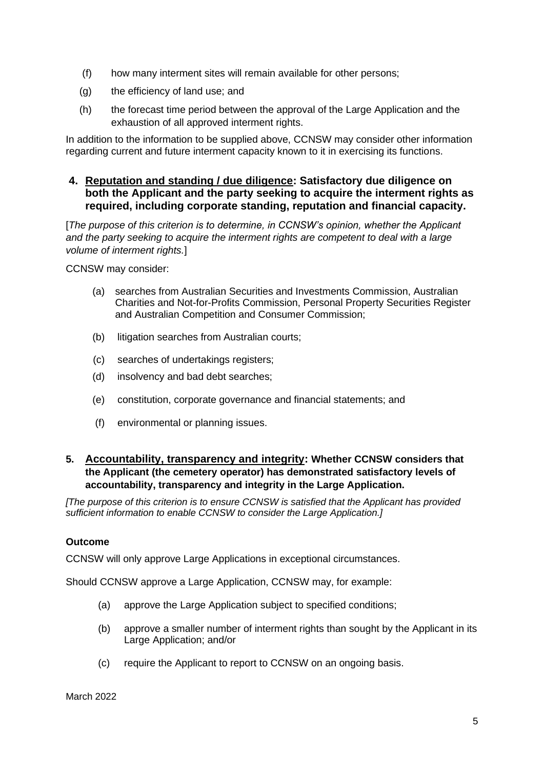(f) how many interment sites will remain available for other persons;

(g) the efficiency of land use; and

(h) the forecast time period between the approval of the Large Application and the exhaustion of all approved interment rights.

In addition to the information to be supplied above, CCNSW may consider other information regarding current and future interment capacity known to it in exercising its functions.

**4. <u>Reputation and standing / due diligence</u>: Satisfactory due diligence on both the Applicant and the party seeking to acquire the interment rights as required, including corporate standing, reputation and financial capacity.**

[*The purpose of this criterion is to determine, in CCNSW's opinion, whether the Applicant and the party seeking to acquire the interment rights are competent to deal with a large volume of interment rights.*]

CCNSW may consider:

(a) searches from Australian Securities and Investments Commission, Australian Charities and Not-for-Profits Commission, Personal Property Securities Register and Australian Competition and Consumer Commission;

(b) litigation searches from Australian courts;

(c) searches of undertakings registers;

(d) insolvency and bad debt searches;

(e) constitution, corporate governance and financial statements; and

(f) environmental or planning issues.

**5. <u>Accountability, transparency and integrity</u>: Whether CCNSW considers that the Applicant (the cemetery operator) has demonstrated satisfactory levels of accountability, transparency and integrity in the Large Application.**

*[The purpose of this criterion is to ensure CCNSW is satisfied that the Applicant has provided sufficient information to enable CCNSW to consider the Large Application.]*

**Outcome**

CCNSW will only approve Large Applications in exceptional circumstances.

Should CCNSW approve a Large Application, CCNSW may, for example:

(a) approve the Large Application subject to specified conditions;

(b) approve a smaller number of interment rights than sought by the Applicant in its Large Application; and/or

(c) require the Applicant to report to CCNSW on an ongoing basis.

March 2022